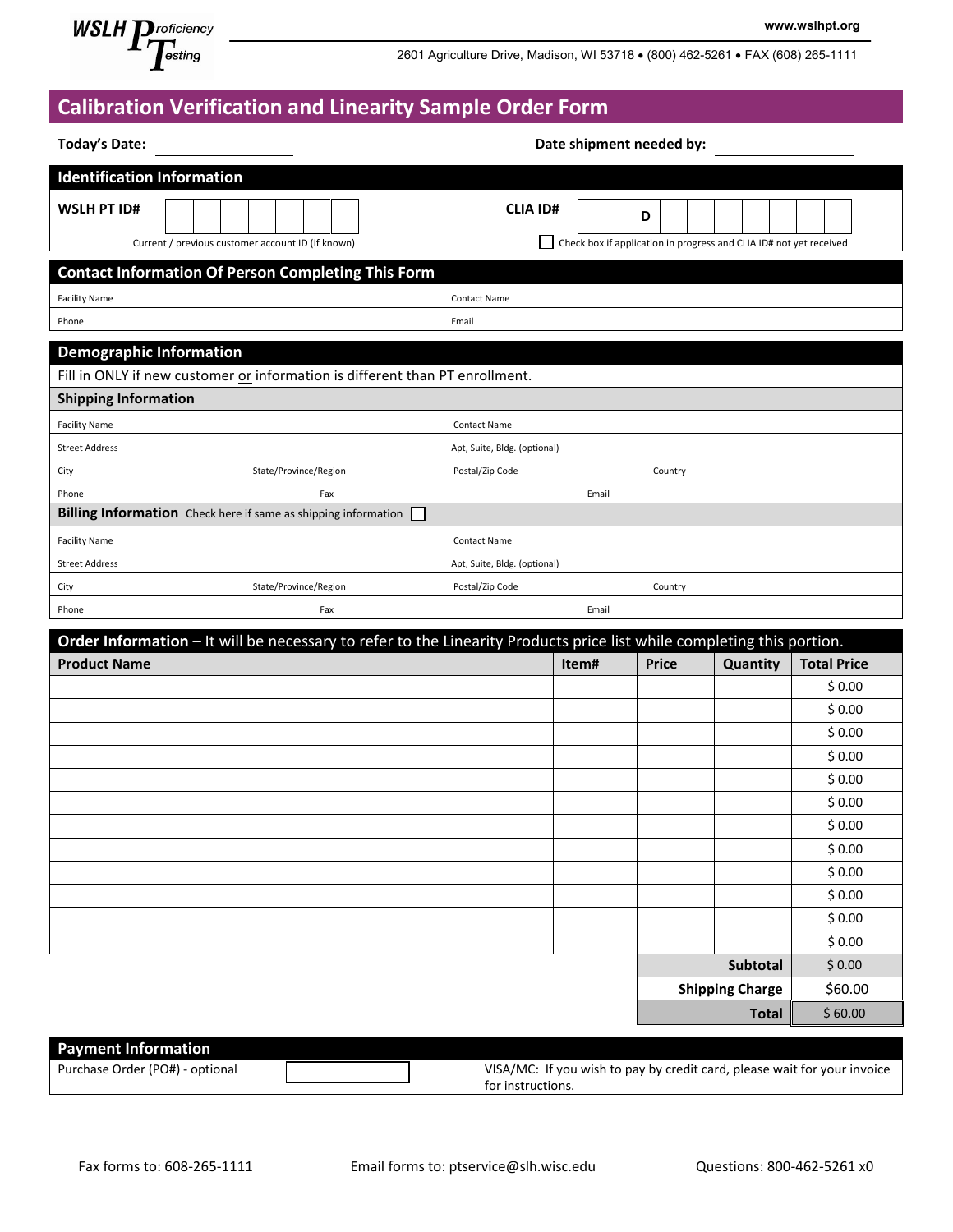WSLH Proficiency Testing

www.wslhpt.org

2601 Agriculture Drive, Madison, WI 53718 • (800) 462-5261 • FAX (608) 265-1111

# Calibration Verification and Linearity Sample Order Form

**Today's Date:** ____________ **Date shipment needed by:** ____________

## Identification Information

**WSLH PT ID#** ☐☐☐☐☐☐☐
Current / previous customer account ID (if known)

**CLIA ID#** ☐☐ D ☐☐☐☐☐☐☐
☐ Check box if application in progress and CLIA ID# not yet received

## Contact Information Of Person Completing This Form

| Facility Name | Contact Name |
|---|---|
| Phone | Email |

## Demographic Information

Fill in ONLY if new customer or information is different than PT enrollment.

### Shipping Information

| Facility Name | | Contact Name | |
|---|---|---|---|
| Street Address | | Apt, Suite, Bldg. (optional) | |
| City | State/Province/Region | Postal/Zip Code | Country |
| Phone | Fax | Email | |

### Billing Information

Check here if same as shipping information ☐

| Facility Name | | Contact Name | |
|---|---|---|---|
| Street Address | | Apt, Suite, Bldg. (optional) | |
| City | State/Province/Region | Postal/Zip Code | Country |
| Phone | Fax | Email | |

## Order Information – It will be necessary to refer to the Linearity Products price list while completing this portion.

| Product Name | Item# | Price | Quantity | Total Price |
|---|---|---|---|---|
| | | | | $ 0.00 |
| | | | | $ 0.00 |
| | | | | $ 0.00 |
| | | | | $ 0.00 |
| | | | | $ 0.00 |
| | | | | $ 0.00 |
| | | | | $ 0.00 |
| | | | | $ 0.00 |
| | | | | $ 0.00 |
| | | | | $ 0.00 |
| | | | | $ 0.00 |
| | | | | $ 0.00 |
| | | | **Subtotal** | $ 0.00 |
| | | | **Shipping Charge** | $60.00 |
| | | | **Total** | $ 60.00 |

## Payment Information

| Purchase Order (PO#) - optional | | VISA/MC: If you wish to pay by credit card, please wait for your invoice for instructions. |
|---|---|---|

Fax forms to: 608-265-1111 Email forms to: ptservice@slh.wisc.edu Questions: 800-462-5261 x0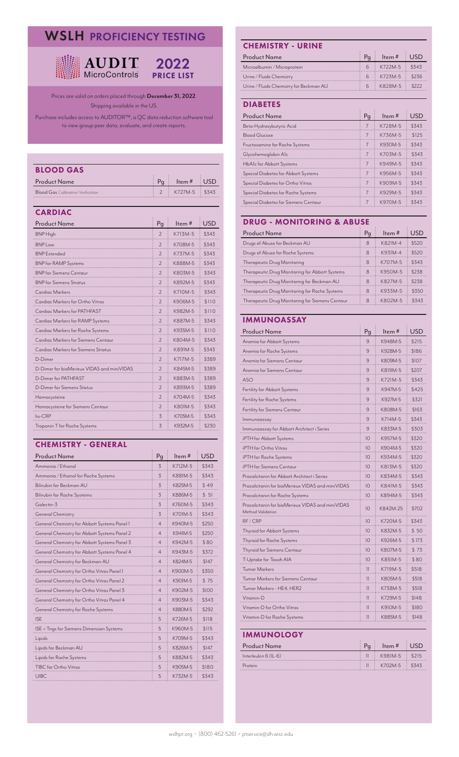# WSLH PROFICIENCY TESTING

AUDIT MicroControls **2022 PRICE LIST**

Prices are valid on orders placed through **December 31, 2022**. Shipping available in the US.

Purchase includes access to AUDITOR™, a QC data reduction software tool to view group peer data, evaluate, and create reports.

## BLOOD GAS

| Product Name | Pg | Item # | USD |
| --- | --- | --- | --- |
| Blood Gas Calibration Verification | 2 | K727M-5 | $343 |

## CARDIAC

| Product Name | Pg | Item # | USD |
| --- | --- | --- | --- |
| BNP High | 2 | K713M-5 | $343 |
| BNP Low | 2 | K708M-5 | $343 |
| BNP Extended | 2 | K737M-5 | $343 |
| BNP for RAMP Systems | 2 | K888M-5 | $343 |
| BNP for Siemens Centaur | 2 | K803M-5 | $343 |
| BNP for Siemens Stratus | 2 | K892M-5 | $343 |
| Cardiac Markers | 2 | K710M-5 | $343 |
| Cardiac Markers for Ortho Vitros | 2 | K906M-5 | $110 |
| Cardiac Markers for PATHFAST | 2 | K982M-5 | $110 |
| Cardiac Markers for RAMP Systems | 2 | K887M-5 | $343 |
| Cardiac Markers for Roche Systems | 2 | K935M-5 | $110 |
| Cardiac Markers for Siemens Centaur | 2 | K804M-5 | $343 |
| Cardiac Markers for Siemens Stratus | 2 | K891M-5 | $343 |
| D-Dimer | 2 | K717M-5 | $389 |
| D-Dimer for bioMerieux VIDAS and miniVIDAS | 2 | K845M-5 | $389 |
| D-Dimer for PATHFAST | 2 | K883M-5 | $389 |
| D-Dimer for Siemens Status | 2 | K893M-5 | $389 |
| Homocysteine | 2 | K704M-5 | $343 |
| Homocysteine for Siemens Centaur | 2 | K801M-5 | $343 |
| hs-CRP | 3 | K705M-5 | $343 |
| Troponin T for Roche Systems | 3 | K932M-5 | $230 |

## CHEMISTRY - GENERAL

| Product Name | Pg | Item # | USD |
| --- | --- | --- | --- |
| Ammonia / Ethanol | 3 | K712M-5 | $343 |
| Ammonia / Ethanol for Roche Systems | 3 | K881M-5 | $343 |
| Bilirubin for Beckman AU | 3 | K825M-5 | $ 49 |
| Bilirubin for Roche Systeims | 3 | K886M-5 | $ 51 |
| Galectin-3 | 3 | K760M-5 | $343 |
| General Chemistry | 3 | K701M-5 | $343 |
| General Chemistry for Abbott Systems Panel 1 | 4 | K940M-5 | $250 |
| General Chemistry for Abbott Systems Panel 2 | 4 | K941M-5 | $250 |
| General Chemistry for Abbott Systems Panel 3 | 4 | K942M-5 | $ 80 |
| General Chemistry for Abbott Systems Panel 4 | 4 | K943M-5 | $372 |
| General Chemistry for Beckman AU | 4 | K824M-5 | $147 |
| General Chemistry for Ortho Vitros Panel 1 | 4 | K900M-5 | $350 |
| General Chemistry for Ortho Vitros Panel 2 | 4 | K901M-5 | $ 75 |
| General Chemistry for Ortho Vitros Panel 3 | 4 | K902M-5 | $100 |
| General Chemistry for Ortho Vitros Panel 4 | 4 | K903M-5 | $343 |
| General Chemistry for Roche Systems | 4 | K880M-5 | $292 |
| ISE | 5 | K726M-5 | $118 |
| ISE + Trigs for Siemens Dimension Systems | 5 | K960M-5 | $115 |
| Lipids | 5 | K709M-5 | $343 |
| Lipids for Beckman AU | 5 | K826M-5 | $147 |
| Lipids for Roche Systems | 5 | K882M-5 | $343 |
| TIBC for Ortho Vitros | 5 | K905M-5 | $180 |
| UIBC | 5 | K732M-5 | $343 |

## CHEMISTRY - URINE

| Product Name | Pg | Item # | USD |
| --- | --- | --- | --- |
| Microalbumin / Microprotein | 6 | K722M-5 | $343 |
| Urine / Fluids Chemistry | 6 | K723M-5 | $236 |
| Urine / Fluids Chemistry for Beckman AU | 6 | K828M-5 | $222 |

## DIABETES

| Product Name | Pg | Item # | USD |
| --- | --- | --- | --- |
| Beta-Hydroxybutyric Acid | 7 | K728M-5 | $343 |
| Blood Glucose | 7 | K736M-5 | $125 |
| Fructosamine for Roche Systems | 7 | K930M-5 | $343 |
| Glycohemoglobin A1c | 7 | K703M-5 | $343 |
| HbA1c for Abbott Systems | 7 | K949M-5 | $343 |
| Special Diabetes for Abbott Systems | 7 | K956M-5 | $343 |
| Special Diabetes for Ortho Vitros | 7 | K909M-5 | $343 |
| Special Diabetes for Roche Systems | 7 | K929M-5 | $343 |
| Special Diabetes for Siemens Centaur | 7 | K970M-5 | $343 |

## DRUG - MONITORING & ABUSE

| Product Name | Pg | Item # | USD |
| --- | --- | --- | --- |
| Drugs of Abuse for Beckman AU | 8 | K821M-4 | $520 |
| Drugs of Abuse for Roche Systems | 8 | K931M-4 | $520 |
| Therapeutic Drug Monitoring | 8 | K707M-5 | $343 |
| Therapeutic Drug Monitoring for Abbott Systems | 8 | K950M-5 | $238 |
| Therapeutic Drug Monitoring for Beckman AU | 8 | K827M-5 | $238 |
| Therapeutic Drug Monitoring for Roche Systems | 8 | K933M-5 | $350 |
| Therapeutic Drug Monitoring for Siemens Centaur | 8 | K802M-5 | $343 |

## IMMUNOASSAY

| Product Name | Pg | Item # | USD |
| --- | --- | --- | --- |
| Anemia for Abbott Systems | 9 | K948M-5 | $215 |
| Anemia for Roche Systems | 9 | K928M-5 | $186 |
| Anemia for Siemens Centaur | 9 | K809M-5 | $107 |
| Anemia for Siemens Centaur | 9 | K819M-5 | $207 |
| ASO | 9 | K721M-5 | $343 |
| Fertility for Abbott Systems | 9 | K947M-5 | $425 |
| Fertility for Roche Systems | 9 | K927M-5 | $321 |
| Fertility for Siemens Centaur | 9 | K808M-5 | $163 |
| Immunoassay | 9 | K714M-5 | $343 |
| Immunoassay for Abbott Architect i Series | 9 | K833M-5 | $303 |
| iPTH for Abbott Systems | 10 | K957M-5 | $320 |
| iPTH for Ortho Vitros | 10 | K904M-5 | $320 |
| iPTH for Roche Systems | 10 | K934M-5 | $320 |
| iPTH for Siemens Centaur | 10 | K813M-5 | $320 |
| Procalcitonin for Abbott Architect i Series | 10 | K834M-5 | $343 |
| Procalcitonin for bioMerieux VIDAS and miniVIDAS | 10 | K841M-5 | $343 |
| Procalcitonin for Roche Systems | 10 | K894M-5 | $343 |
| Procalcitonin for bioMerieux VIDAS and miniVIDAS Method Validation | 10 | K842M-25 | $702 |
| RF / CRP | 10 | K720M-5 | $343 |
| Thyroid for Abbott Systems | 10 | K832M-5 | $ 50 |
| Thyroid for Roche Systems | 10 | K926M-5 | $173 |
| Thyroid for Siemens Centaur | 10 | K807M-5 | $ 73 |
| T-Uptake for Tosoh AIA | 10 | K851M-5 | $ 80 |
| Tumor Markers | 11 | K719M-5 | $518 |
| Tumor Markers for Siemens Centaur | 11 | K805M-5 | $518 |
| Tumor Markers - HE4, HER2 | 11 | K738M-5 | $518 |
| Vitamin-D | 11 | K729M-5 | $148 |
| Vitamin-D for Ortho Vitros | 11 | K910M-5 | $180 |
| Vitamin-D for Roche Systems | 11 | K885M-5 | $148 |

## IMMUNOLOGY

| Product Name | Pg | Item # | USD |
| --- | --- | --- | --- |
| Interleukin 6 (IL-6) | 11 | K981M-5 | $215 |
| Protein | 11 | K702M-5 | $343 |

wslhpt.org • (800) 462-5261 • ptservice@slh.wisc.edu